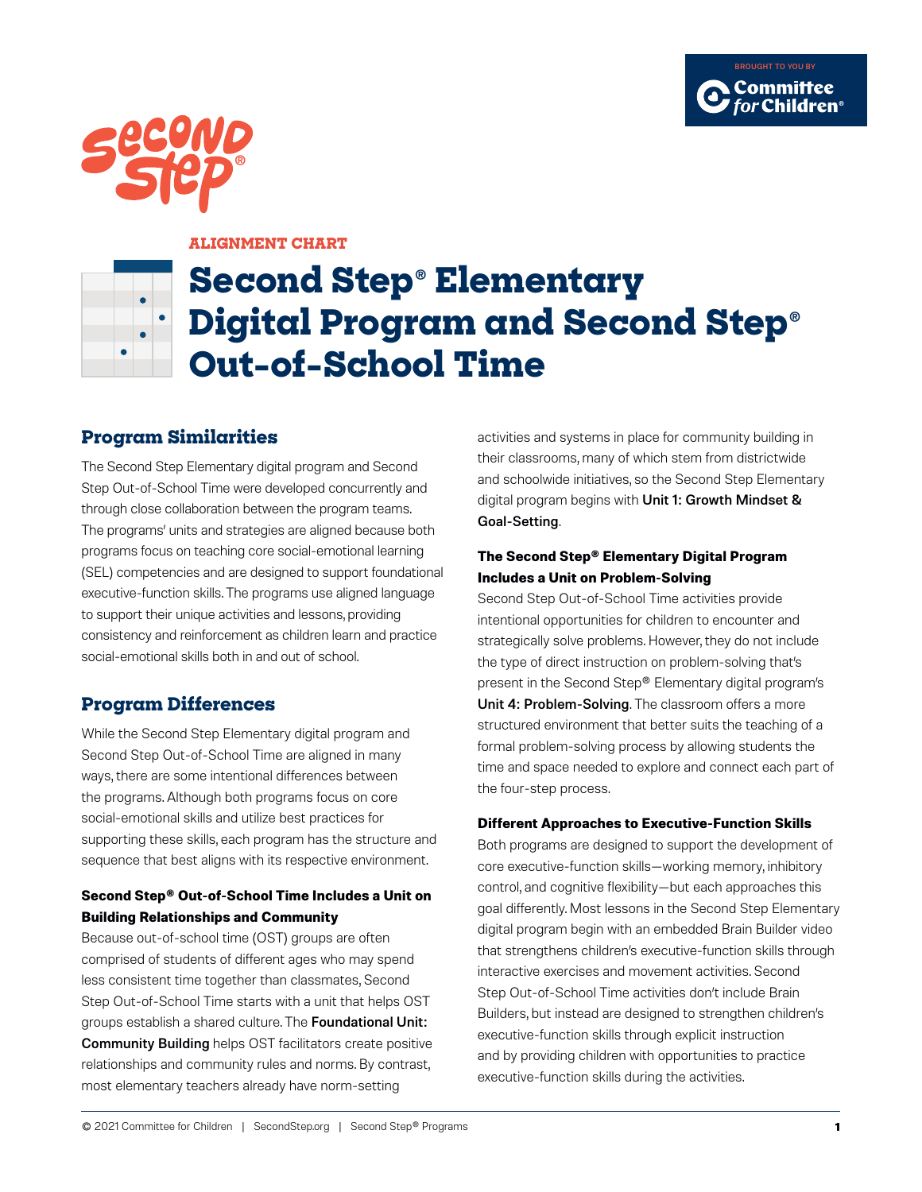BROUGHT TO YOU BY Committee for Children®

ALIGNMENT CHART

# Second Step® Elementary Digital Program and Second Step® Out-of-School Time

## Program Similarities

The Second Step Elementary digital program and Second Step Out-of-School Time were developed concurrently and through close collaboration between the program teams. The programs' units and strategies are aligned because both programs focus on teaching core social-emotional learning (SEL) competencies and are designed to support foundational executive-function skills. The programs use aligned language to support their unique activities and lessons, providing consistency and reinforcement as children learn and practice social-emotional skills both in and out of school.

## Program Differences

While the Second Step Elementary digital program and Second Step Out-of-School Time are aligned in many ways, there are some intentional differences between the programs. Although both programs focus on core social-emotional skills and utilize best practices for supporting these skills, each program has the structure and sequence that best aligns with its respective environment.

### Second Step® Out-of-School Time Includes a Unit on Building Relationships and Community

Because out-of-school time (OST) groups are often comprised of students of different ages who may spend less consistent time together than classmates, Second Step Out-of-School Time starts with a unit that helps OST groups establish a shared culture. The **Foundational Unit: Community Building** helps OST facilitators create positive relationships and community rules and norms. By contrast, most elementary teachers already have norm-setting activities and systems in place for community building in their classrooms, many of which stem from districtwide and schoolwide initiatives, so the Second Step Elementary digital program begins with **Unit 1: Growth Mindset & Goal-Setting**.

### The Second Step® Elementary Digital Program Includes a Unit on Problem-Solving

Second Step Out-of-School Time activities provide intentional opportunities for children to encounter and strategically solve problems. However, they do not include the type of direct instruction on problem-solving that's present in the Second Step® Elementary digital program's **Unit 4: Problem-Solving**. The classroom offers a more structured environment that better suits the teaching of a formal problem-solving process by allowing students the time and space needed to explore and connect each part of the four-step process.

### Different Approaches to Executive-Function Skills

Both programs are designed to support the development of core executive-function skills—working memory, inhibitory control, and cognitive flexibility—but each approaches this goal differently. Most lessons in the Second Step Elementary digital program begin with an embedded Brain Builder video that strengthens children's executive-function skills through interactive exercises and movement activities. Second Step Out-of-School Time activities don't include Brain Builders, but instead are designed to strengthen children's executive-function skills through explicit instruction and by providing children with opportunities to practice executive-function skills during the activities.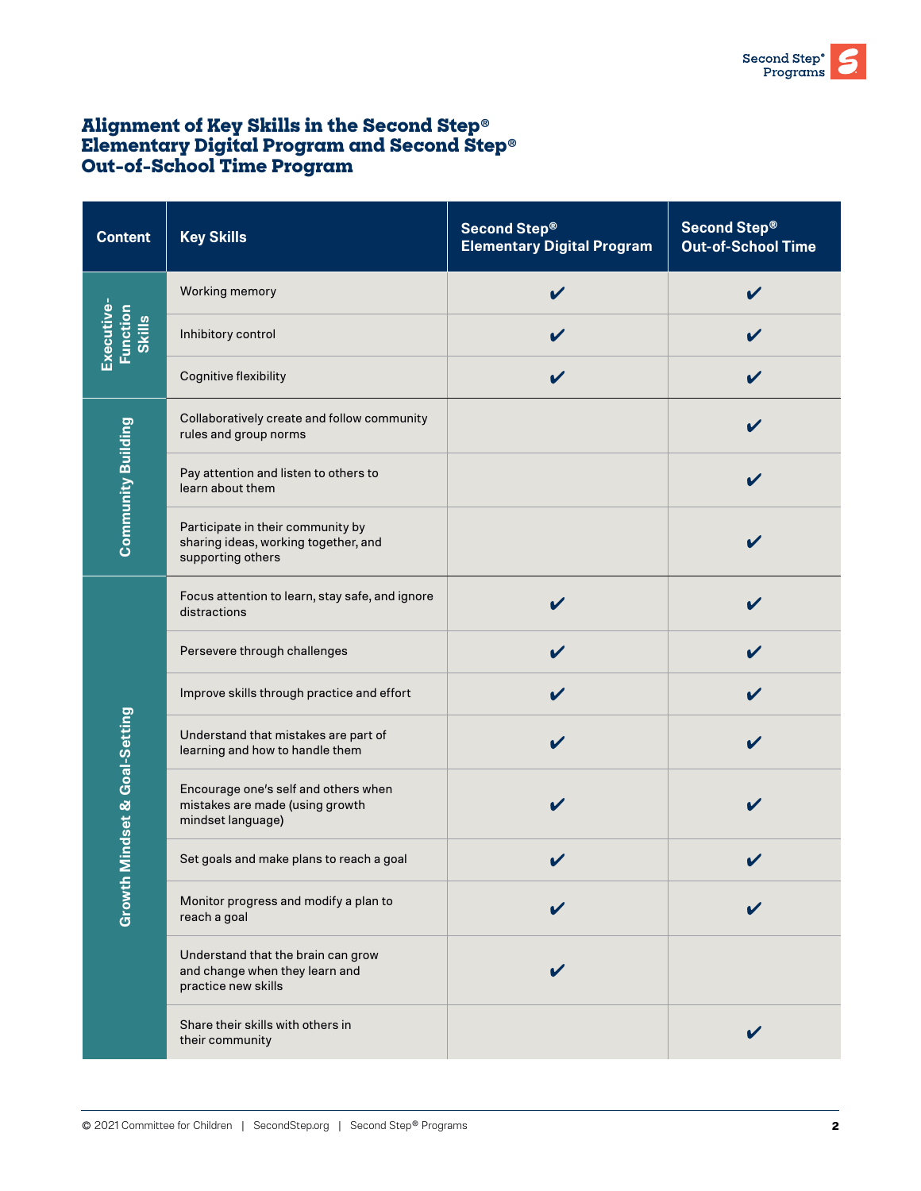## Alignment of Key Skills in the Second Step® Elementary Digital Program and Second Step® Out-of-School Time Program

| Content | Key Skills | Second Step® Elementary Digital Program | Second Step® Out-of-School Time |
|---|---|---|---|
| Executive-Function Skills | Working memory | ✔ | ✔ |
| | Inhibitory control | ✔ | ✔ |
| | Cognitive flexibility | ✔ | ✔ |
| Community Building | Collaboratively create and follow community rules and group norms | | ✔ |
| | Pay attention and listen to others to learn about them | | ✔ |
| | Participate in their community by sharing ideas, working together, and supporting others | | ✔ |
| Growth Mindset & Goal-Setting | Focus attention to learn, stay safe, and ignore distractions | ✔ | ✔ |
| | Persevere through challenges | ✔ | ✔ |
| | Improve skills through practice and effort | ✔ | ✔ |
| | Understand that mistakes are part of learning and how to handle them | ✔ | ✔ |
| | Encourage one's self and others when mistakes are made (using growth mindset language) | ✔ | ✔ |
| | Set goals and make plans to reach a goal | ✔ | ✔ |
| | Monitor progress and modify a plan to reach a goal | ✔ | ✔ |
| | Understand that the brain can grow and change when they learn and practice new skills | ✔ | |
| | Share their skills with others in their community | | ✔ |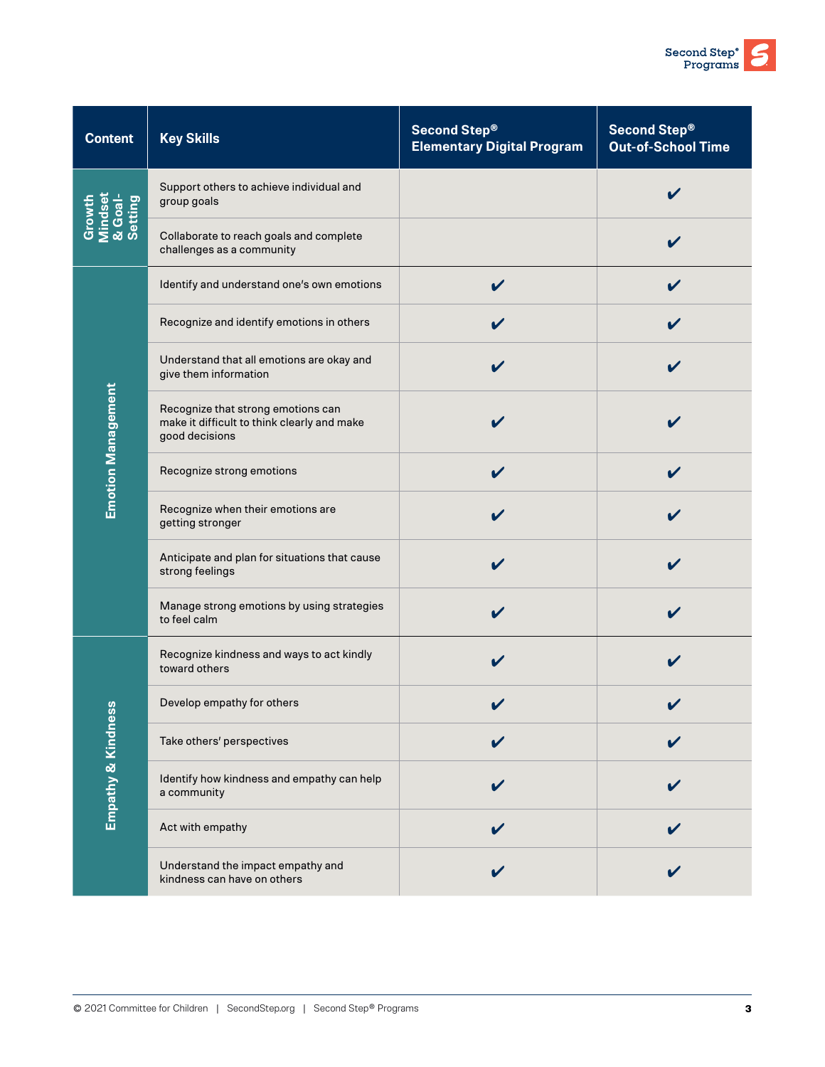| Content | Key Skills | Second Step® Elementary Digital Program | Second Step® Out-of-School Time |
|---|---|---|---|
| Growth Mindset & Goal-Setting | Support others to achieve individual and group goals | | ✔ |
| | Collaborate to reach goals and complete challenges as a community | | ✔ |
| Emotion Management | Identify and understand one's own emotions | ✔ | ✔ |
| | Recognize and identify emotions in others | ✔ | ✔ |
| | Understand that all emotions are okay and give them information | ✔ | ✔ |
| | Recognize that strong emotions can make it difficult to think clearly and make good decisions | ✔ | ✔ |
| | Recognize strong emotions | ✔ | ✔ |
| | Recognize when their emotions are getting stronger | ✔ | ✔ |
| | Anticipate and plan for situations that cause strong feelings | ✔ | ✔ |
| | Manage strong emotions by using strategies to feel calm | ✔ | ✔ |
| Empathy & Kindness | Recognize kindness and ways to act kindly toward others | ✔ | ✔ |
| | Develop empathy for others | ✔ | ✔ |
| | Take others' perspectives | ✔ | ✔ |
| | Identify how kindness and empathy can help a community | ✔ | ✔ |
| | Act with empathy | ✔ | ✔ |
| | Understand the impact empathy and kindness can have on others | ✔ | ✔ |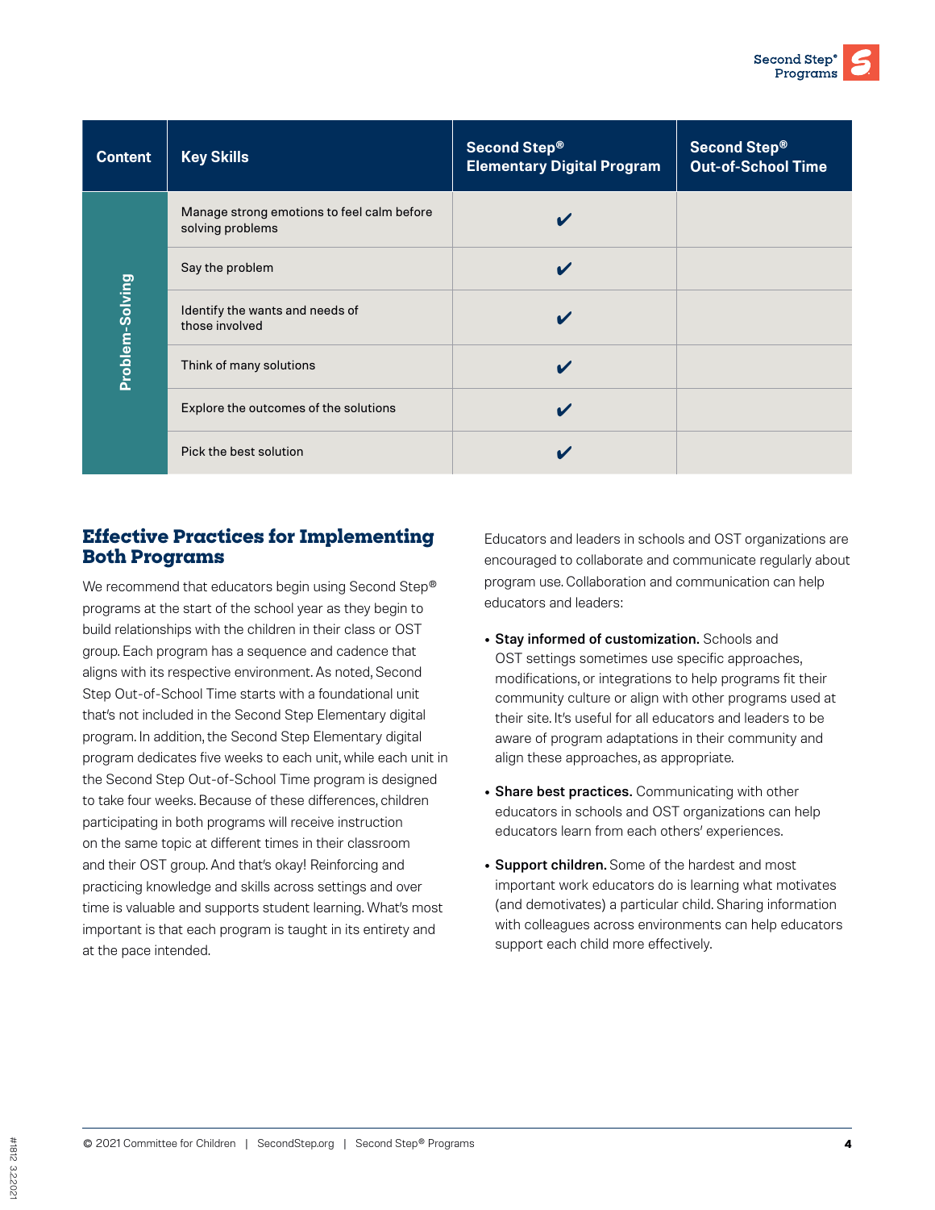| Content | Key Skills | Second Step® Elementary Digital Program | Second Step® Out-of-School Time |
|---|---|---|---|
| Problem-Solving | Manage strong emotions to feel calm before solving problems | ✔ | |
| | Say the problem | ✔ | |
| | Identify the wants and needs of those involved | ✔ | |
| | Think of many solutions | ✔ | |
| | Explore the outcomes of the solutions | ✔ | |
| | Pick the best solution | ✔ | |

## Effective Practices for Implementing Both Programs

We recommend that educators begin using Second Step® programs at the start of the school year as they begin to build relationships with the children in their class or OST group. Each program has a sequence and cadence that aligns with its respective environment. As noted, Second Step Out-of-School Time starts with a foundational unit that's not included in the Second Step Elementary digital program. In addition, the Second Step Elementary digital program dedicates five weeks to each unit, while each unit in the Second Step Out-of-School Time program is designed to take four weeks. Because of these differences, children participating in both programs will receive instruction on the same topic at different times in their classroom and their OST group. And that's okay! Reinforcing and practicing knowledge and skills across settings and over time is valuable and supports student learning. What's most important is that each program is taught in its entirety and at the pace intended.

Educators and leaders in schools and OST organizations are encouraged to collaborate and communicate regularly about program use. Collaboration and communication can help educators and leaders:

- **Stay informed of customization.** Schools and OST settings sometimes use specific approaches, modifications, or integrations to help programs fit their community culture or align with other programs used at their site. It's useful for all educators and leaders to be aware of program adaptations in their community and align these approaches, as appropriate.
- **Share best practices.** Communicating with other educators in schools and OST organizations can help educators learn from each others' experiences.
- **Support children.** Some of the hardest and most important work educators do is learning what motivates (and demotivates) a particular child. Sharing information with colleagues across environments can help educators support each child more effectively.